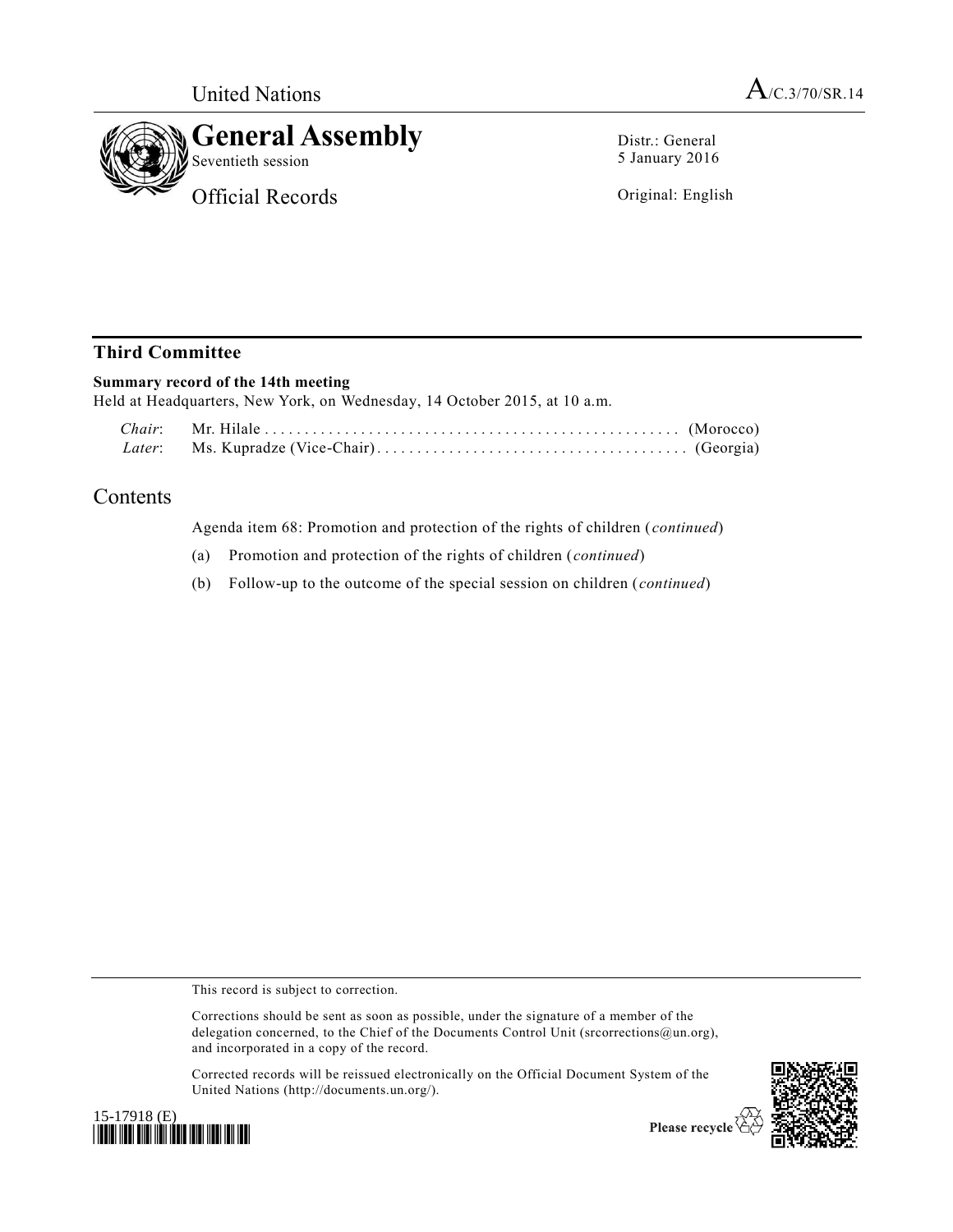United Nations

A/C.3/70/SR.14

# General Assembly

Seventieth session

Official Records

Distr.: General
5 January 2016

Original: English

## Third Committee

**Summary record of the 14th meeting**

Held at Headquarters, New York, on Wednesday, 14 October 2015, at 10 a.m.

*Chair*: Mr. Hilale .................................................... (Morocco)
*Later*: Ms. Kupradze (Vice-Chair) ....................................... (Georgia)

## Contents

Agenda item 68: Promotion and protection of the rights of children (*continued*)

(a) Promotion and protection of the rights of children (*continued*)

(b) Follow-up to the outcome of the special session on children (*continued*)

This record is subject to correction.

Corrections should be sent as soon as possible, under the signature of a member of the delegation concerned, to the Chief of the Documents Control Unit (srcorrections@un.org), and incorporated in a copy of the record.

Corrected records will be reissued electronically on the Official Document System of the United Nations (http://documents.un.org/).

15-17918 (E)

Please recycle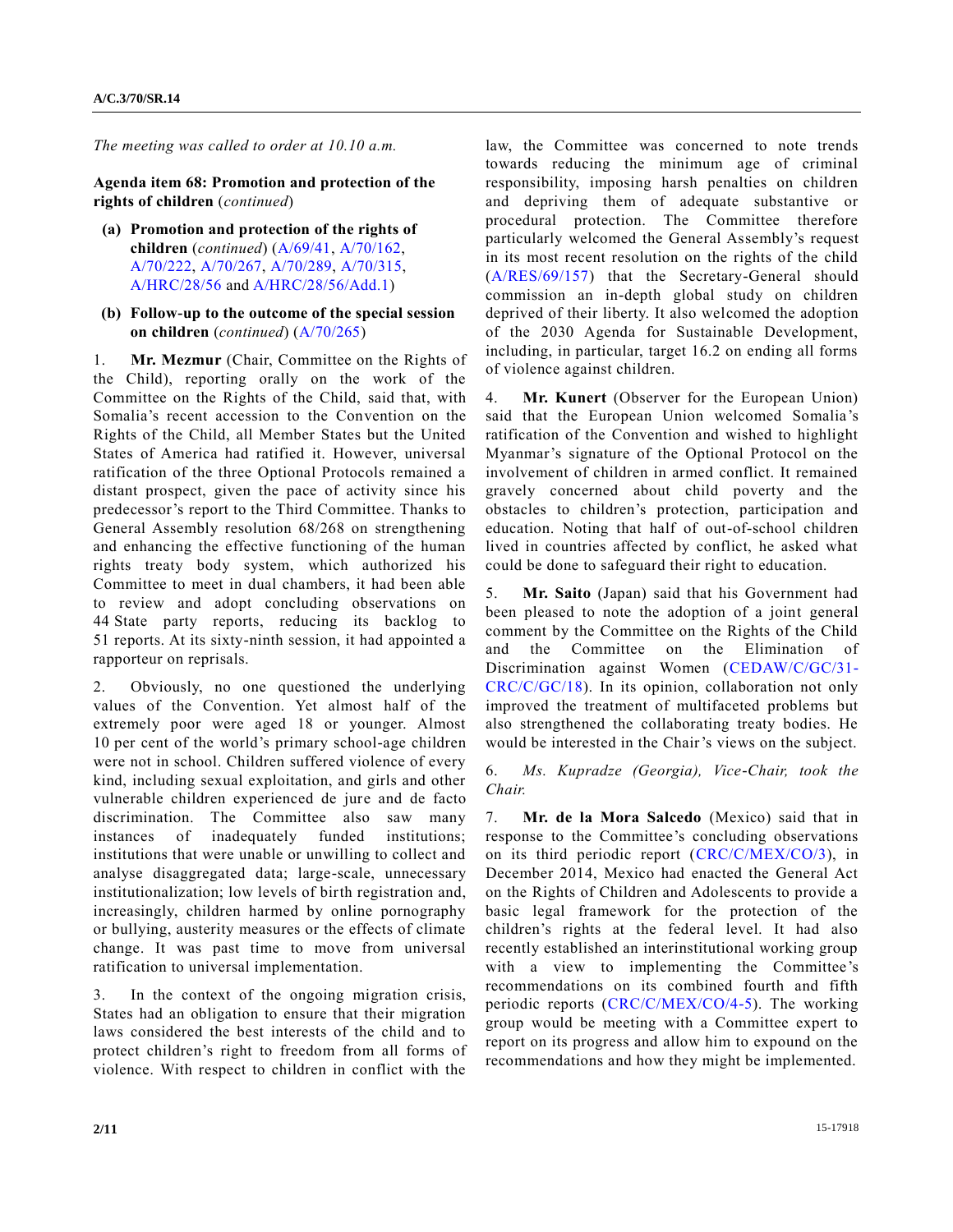*The meeting was called to order at 10.10 a.m.*

**Agenda item 68: Promotion and protection of the rights of children** (*continued*)

**(a) Promotion and protection of the rights of children** (*continued*) (A/69/41, A/70/162, A/70/222, A/70/267, A/70/289, A/70/315, A/HRC/28/56 and A/HRC/28/56/Add.1)

**(b) Follow-up to the outcome of the special session on children** (*continued*) (A/70/265)

1. **Mr. Mezmur** (Chair, Committee on the Rights of the Child), reporting orally on the work of the Committee on the Rights of the Child, said that, with Somalia's recent accession to the Convention on the Rights of the Child, all Member States but the United States of America had ratified it. However, universal ratification of the three Optional Protocols remained a distant prospect, given the pace of activity since his predecessor's report to the Third Committee. Thanks to General Assembly resolution 68/268 on strengthening and enhancing the effective functioning of the human rights treaty body system, which authorized his Committee to meet in dual chambers, it had been able to review and adopt concluding observations on 44 State party reports, reducing its backlog to 51 reports. At its sixty-ninth session, it had appointed a rapporteur on reprisals.

2. Obviously, no one questioned the underlying values of the Convention. Yet almost half of the extremely poor were aged 18 or younger. Almost 10 per cent of the world's primary school-age children were not in school. Children suffered violence of every kind, including sexual exploitation, and girls and other vulnerable children experienced de jure and de facto discrimination. The Committee also saw many instances of inadequately funded institutions; institutions that were unable or unwilling to collect and analyse disaggregated data; large-scale, unnecessary institutionalization; low levels of birth registration and, increasingly, children harmed by online pornography or bullying, austerity measures or the effects of climate change. It was past time to move from universal ratification to universal implementation.

3. In the context of the ongoing migration crisis, States had an obligation to ensure that their migration laws considered the best interests of the child and to protect children's right to freedom from all forms of violence. With respect to children in conflict with the law, the Committee was concerned to note trends towards reducing the minimum age of criminal responsibility, imposing harsh penalties on children and depriving them of adequate substantive or procedural protection. The Committee therefore particularly welcomed the General Assembly's request in its most recent resolution on the rights of the child (A/RES/69/157) that the Secretary-General should commission an in-depth global study on children deprived of their liberty. It also welcomed the adoption of the 2030 Agenda for Sustainable Development, including, in particular, target 16.2 on ending all forms of violence against children.

4. **Mr. Kunert** (Observer for the European Union) said that the European Union welcomed Somalia's ratification of the Convention and wished to highlight Myanmar's signature of the Optional Protocol on the involvement of children in armed conflict. It remained gravely concerned about child poverty and the obstacles to children's protection, participation and education. Noting that half of out-of-school children lived in countries affected by conflict, he asked what could be done to safeguard their right to education.

5. **Mr. Saito** (Japan) said that his Government had been pleased to note the adoption of a joint general comment by the Committee on the Rights of the Child and the Committee on the Elimination of Discrimination against Women (CEDAW/C/GC/31-CRC/C/GC/18). In its opinion, collaboration not only improved the treatment of multifaceted problems but also strengthened the collaborating treaty bodies. He would be interested in the Chair's views on the subject.

6. *Ms. Kupradze (Georgia), Vice-Chair, took the Chair.*

7. **Mr. de la Mora Salcedo** (Mexico) said that in response to the Committee's concluding observations on its third periodic report (CRC/C/MEX/CO/3), in December 2014, Mexico had enacted the General Act on the Rights of Children and Adolescents to provide a basic legal framework for the protection of the children's rights at the federal level. It had also recently established an interinstitutional working group with a view to implementing the Committee's recommendations on its combined fourth and fifth periodic reports (CRC/C/MEX/CO/4-5). The working group would be meeting with a Committee expert to report on its progress and allow him to expound on the recommendations and how they might be implemented.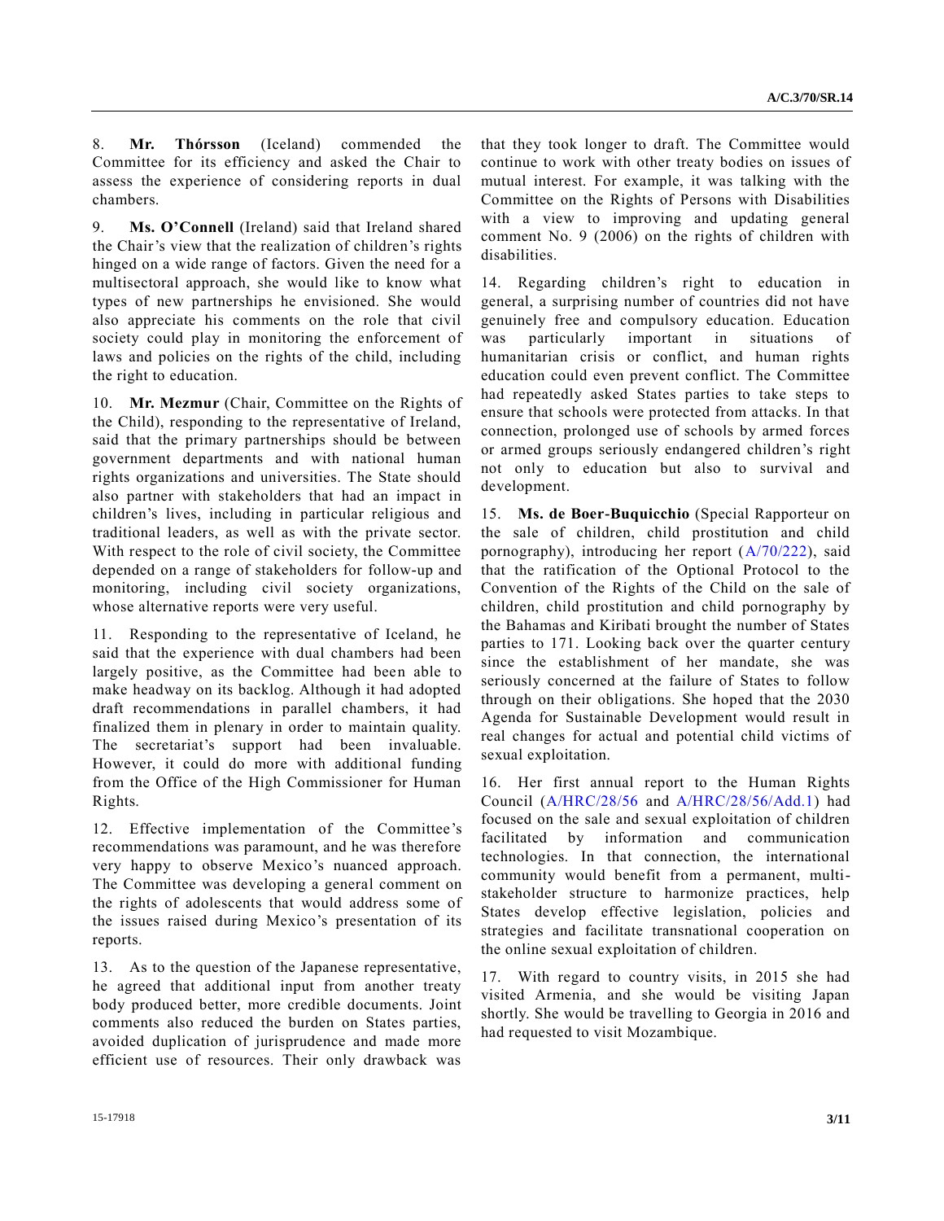8. **Mr. Thórsson** (Iceland) commended the Committee for its efficiency and asked the Chair to assess the experience of considering reports in dual chambers.

9. **Ms. O'Connell** (Ireland) said that Ireland shared the Chair's view that the realization of children's rights hinged on a wide range of factors. Given the need for a multisectoral approach, she would like to know what types of new partnerships he envisioned. She would also appreciate his comments on the role that civil society could play in monitoring the enforcement of laws and policies on the rights of the child, including the right to education.

10. **Mr. Mezmur** (Chair, Committee on the Rights of the Child), responding to the representative of Ireland, said that the primary partnerships should be between government departments and with national human rights organizations and universities. The State should also partner with stakeholders that had an impact in children's lives, including in particular religious and traditional leaders, as well as with the private sector. With respect to the role of civil society, the Committee depended on a range of stakeholders for follow-up and monitoring, including civil society organizations, whose alternative reports were very useful.

11. Responding to the representative of Iceland, he said that the experience with dual chambers had been largely positive, as the Committee had been able to make headway on its backlog. Although it had adopted draft recommendations in parallel chambers, it had finalized them in plenary in order to maintain quality. The secretariat's support had been invaluable. However, it could do more with additional funding from the Office of the High Commissioner for Human Rights.

12. Effective implementation of the Committee's recommendations was paramount, and he was therefore very happy to observe Mexico's nuanced approach. The Committee was developing a general comment on the rights of adolescents that would address some of the issues raised during Mexico's presentation of its reports.

13. As to the question of the Japanese representative, he agreed that additional input from another treaty body produced better, more credible documents. Joint comments also reduced the burden on States parties, avoided duplication of jurisprudence and made more efficient use of resources. Their only drawback was that they took longer to draft. The Committee would continue to work with other treaty bodies on issues of mutual interest. For example, it was talking with the Committee on the Rights of Persons with Disabilities with a view to improving and updating general comment No. 9 (2006) on the rights of children with disabilities.

14. Regarding children's right to education in general, a surprising number of countries did not have genuinely free and compulsory education. Education was particularly important in situations of humanitarian crisis or conflict, and human rights education could even prevent conflict. The Committee had repeatedly asked States parties to take steps to ensure that schools were protected from attacks. In that connection, prolonged use of schools by armed forces or armed groups seriously endangered children's right not only to education but also to survival and development.

15. **Ms. de Boer-Buquicchio** (Special Rapporteur on the sale of children, child prostitution and child pornography), introducing her report (A/70/222), said that the ratification of the Optional Protocol to the Convention of the Rights of the Child on the sale of children, child prostitution and child pornography by the Bahamas and Kiribati brought the number of States parties to 171. Looking back over the quarter century since the establishment of her mandate, she was seriously concerned at the failure of States to follow through on their obligations. She hoped that the 2030 Agenda for Sustainable Development would result in real changes for actual and potential child victims of sexual exploitation.

16. Her first annual report to the Human Rights Council (A/HRC/28/56 and A/HRC/28/56/Add.1) had focused on the sale and sexual exploitation of children facilitated by information and communication technologies. In that connection, the international community would benefit from a permanent, multi-stakeholder structure to harmonize practices, help States develop effective legislation, policies and strategies and facilitate transnational cooperation on the online sexual exploitation of children.

17. With regard to country visits, in 2015 she had visited Armenia, and she would be visiting Japan shortly. She would be travelling to Georgia in 2016 and had requested to visit Mozambique.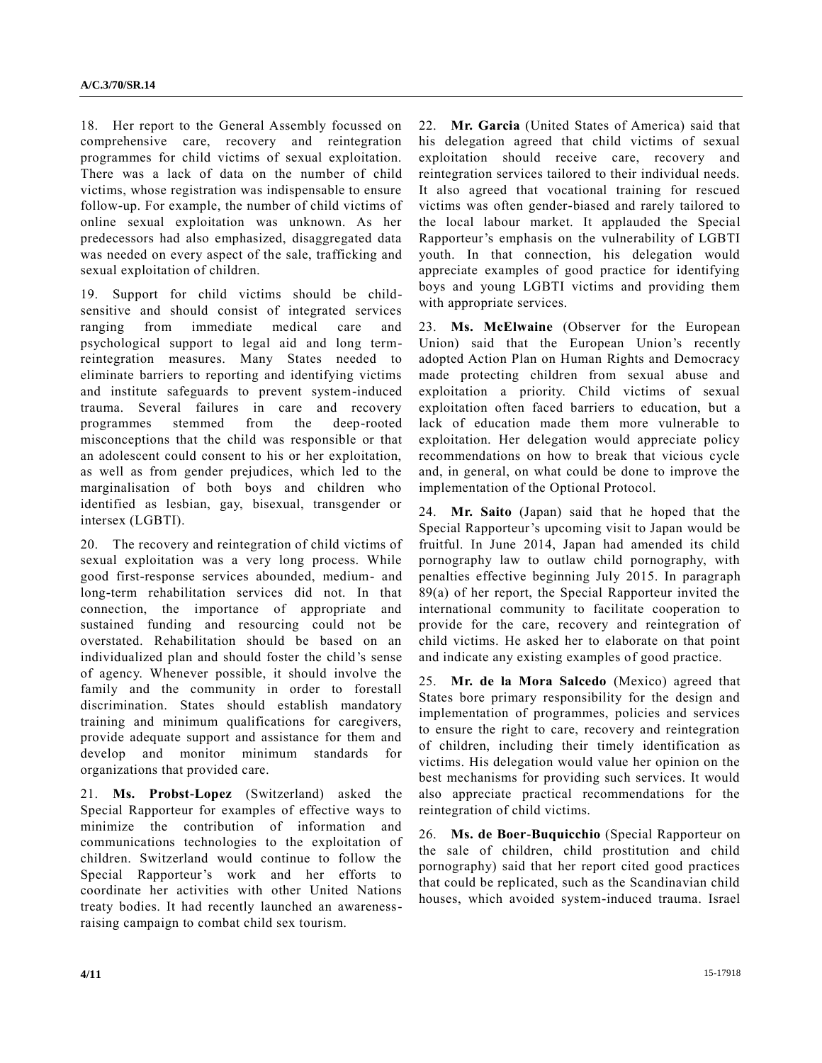18. Her report to the General Assembly focussed on comprehensive care, recovery and reintegration programmes for child victims of sexual exploitation. There was a lack of data on the number of child victims, whose registration was indispensable to ensure follow-up. For example, the number of child victims of online sexual exploitation was unknown. As her predecessors had also emphasized, disaggregated data was needed on every aspect of the sale, trafficking and sexual exploitation of children.

19. Support for child victims should be child-sensitive and should consist of integrated services ranging from immediate medical care and psychological support to legal aid and long term-reintegration measures. Many States needed to eliminate barriers to reporting and identifying victims and institute safeguards to prevent system-induced trauma. Several failures in care and recovery programmes stemmed from the deep-rooted misconceptions that the child was responsible or that an adolescent could consent to his or her exploitation, as well as from gender prejudices, which led to the marginalisation of both boys and children who identified as lesbian, gay, bisexual, transgender or intersex (LGBTI).

20. The recovery and reintegration of child victims of sexual exploitation was a very long process. While good first-response services abounded, medium- and long-term rehabilitation services did not. In that connection, the importance of appropriate and sustained funding and resourcing could not be overstated. Rehabilitation should be based on an individualized plan and should foster the child's sense of agency. Whenever possible, it should involve the family and the community in order to forestall discrimination. States should establish mandatory training and minimum qualifications for caregivers, provide adequate support and assistance for them and develop and monitor minimum standards for organizations that provided care.

21. **Ms. Probst-Lopez** (Switzerland) asked the Special Rapporteur for examples of effective ways to minimize the contribution of information and communications technologies to the exploitation of children. Switzerland would continue to follow the Special Rapporteur's work and her efforts to coordinate her activities with other United Nations treaty bodies. It had recently launched an awareness-raising campaign to combat child sex tourism.

22. **Mr. Garcia** (United States of America) said that his delegation agreed that child victims of sexual exploitation should receive care, recovery and reintegration services tailored to their individual needs. It also agreed that vocational training for rescued victims was often gender-biased and rarely tailored to the local labour market. It applauded the Special Rapporteur's emphasis on the vulnerability of LGBTI youth. In that connection, his delegation would appreciate examples of good practice for identifying boys and young LGBTI victims and providing them with appropriate services.

23. **Ms. McElwaine** (Observer for the European Union) said that the European Union's recently adopted Action Plan on Human Rights and Democracy made protecting children from sexual abuse and exploitation a priority. Child victims of sexual exploitation often faced barriers to education, but a lack of education made them more vulnerable to exploitation. Her delegation would appreciate policy recommendations on how to break that vicious cycle and, in general, on what could be done to improve the implementation of the Optional Protocol.

24. **Mr. Saito** (Japan) said that he hoped that the Special Rapporteur's upcoming visit to Japan would be fruitful. In June 2014, Japan had amended its child pornography law to outlaw child pornography, with penalties effective beginning July 2015. In paragraph 89(a) of her report, the Special Rapporteur invited the international community to facilitate cooperation to provide for the care, recovery and reintegration of child victims. He asked her to elaborate on that point and indicate any existing examples of good practice.

25. **Mr. de la Mora Salcedo** (Mexico) agreed that States bore primary responsibility for the design and implementation of programmes, policies and services to ensure the right to care, recovery and reintegration of children, including their timely identification as victims. His delegation would value her opinion on the best mechanisms for providing such services. It would also appreciate practical recommendations for the reintegration of child victims.

26. **Ms. de Boer-Buquicchio** (Special Rapporteur on the sale of children, child prostitution and child pornography) said that her report cited good practices that could be replicated, such as the Scandinavian child houses, which avoided system-induced trauma. Israel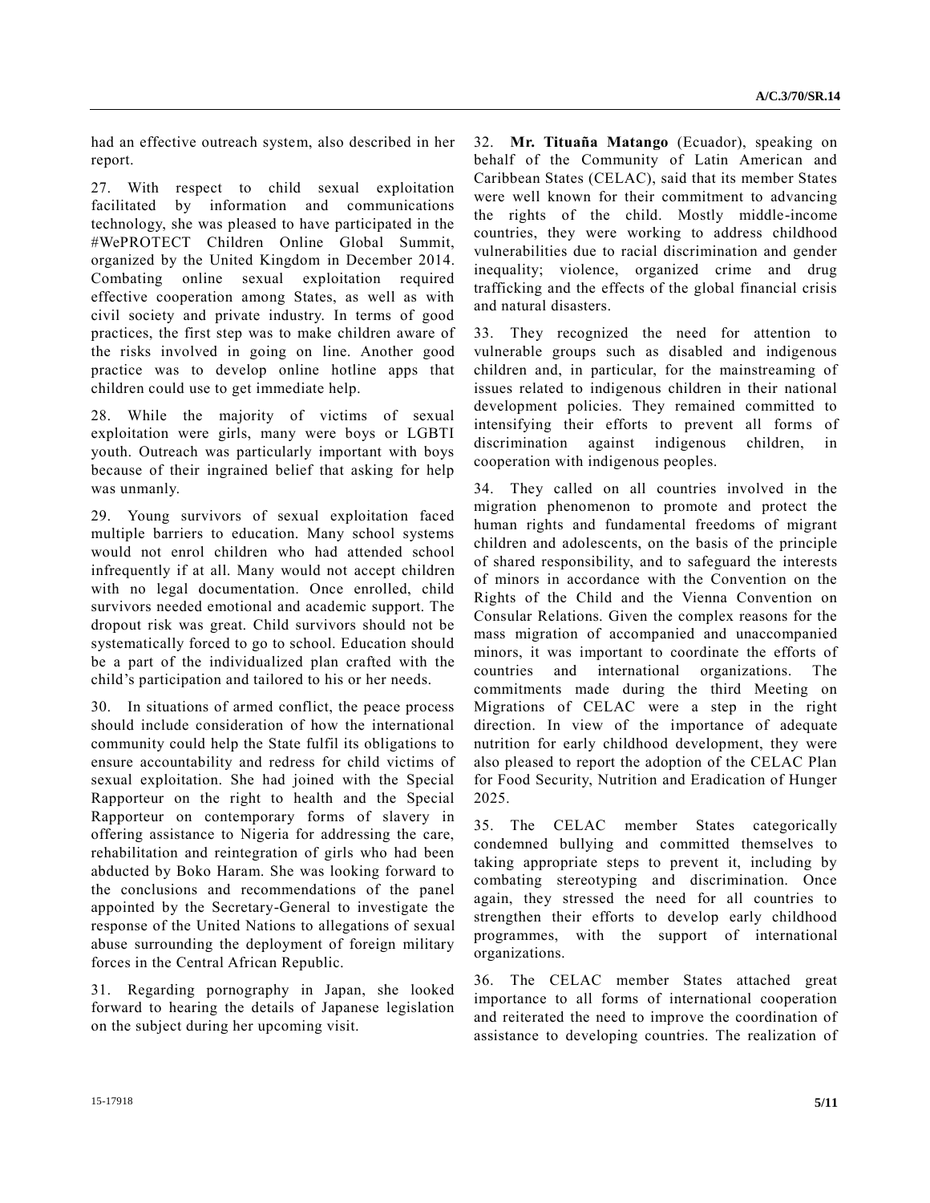had an effective outreach system, also described in her report.

27. With respect to child sexual exploitation facilitated by information and communications technology, she was pleased to have participated in the #WePROTECT Children Online Global Summit, organized by the United Kingdom in December 2014. Combating online sexual exploitation required effective cooperation among States, as well as with civil society and private industry. In terms of good practices, the first step was to make children aware of the risks involved in going on line. Another good practice was to develop online hotline apps that children could use to get immediate help.

28. While the majority of victims of sexual exploitation were girls, many were boys or LGBTI youth. Outreach was particularly important with boys because of their ingrained belief that asking for help was unmanly.

29. Young survivors of sexual exploitation faced multiple barriers to education. Many school systems would not enrol children who had attended school infrequently if at all. Many would not accept children with no legal documentation. Once enrolled, child survivors needed emotional and academic support. The dropout risk was great. Child survivors should not be systematically forced to go to school. Education should be a part of the individualized plan crafted with the child's participation and tailored to his or her needs.

30. In situations of armed conflict, the peace process should include consideration of how the international community could help the State fulfil its obligations to ensure accountability and redress for child victims of sexual exploitation. She had joined with the Special Rapporteur on the right to health and the Special Rapporteur on contemporary forms of slavery in offering assistance to Nigeria for addressing the care, rehabilitation and reintegration of girls who had been abducted by Boko Haram. She was looking forward to the conclusions and recommendations of the panel appointed by the Secretary-General to investigate the response of the United Nations to allegations of sexual abuse surrounding the deployment of foreign military forces in the Central African Republic.

31. Regarding pornography in Japan, she looked forward to hearing the details of Japanese legislation on the subject during her upcoming visit.

32. **Mr. Tituaña Matango** (Ecuador), speaking on behalf of the Community of Latin American and Caribbean States (CELAC), said that its member States were well known for their commitment to advancing the rights of the child. Mostly middle-income countries, they were working to address childhood vulnerabilities due to racial discrimination and gender inequality; violence, organized crime and drug trafficking and the effects of the global financial crisis and natural disasters.

33. They recognized the need for attention to vulnerable groups such as disabled and indigenous children and, in particular, for the mainstreaming of issues related to indigenous children in their national development policies. They remained committed to intensifying their efforts to prevent all forms of discrimination against indigenous children, in cooperation with indigenous peoples.

34. They called on all countries involved in the migration phenomenon to promote and protect the human rights and fundamental freedoms of migrant children and adolescents, on the basis of the principle of shared responsibility, and to safeguard the interests of minors in accordance with the Convention on the Rights of the Child and the Vienna Convention on Consular Relations. Given the complex reasons for the mass migration of accompanied and unaccompanied minors, it was important to coordinate the efforts of countries and international organizations. The commitments made during the third Meeting on Migrations of CELAC were a step in the right direction. In view of the importance of adequate nutrition for early childhood development, they were also pleased to report the adoption of the CELAC Plan for Food Security, Nutrition and Eradication of Hunger 2025.

35. The CELAC member States categorically condemned bullying and committed themselves to taking appropriate steps to prevent it, including by combating stereotyping and discrimination. Once again, they stressed the need for all countries to strengthen their efforts to develop early childhood programmes, with the support of international organizations.

36. The CELAC member States attached great importance to all forms of international cooperation and reiterated the need to improve the coordination of assistance to developing countries. The realization of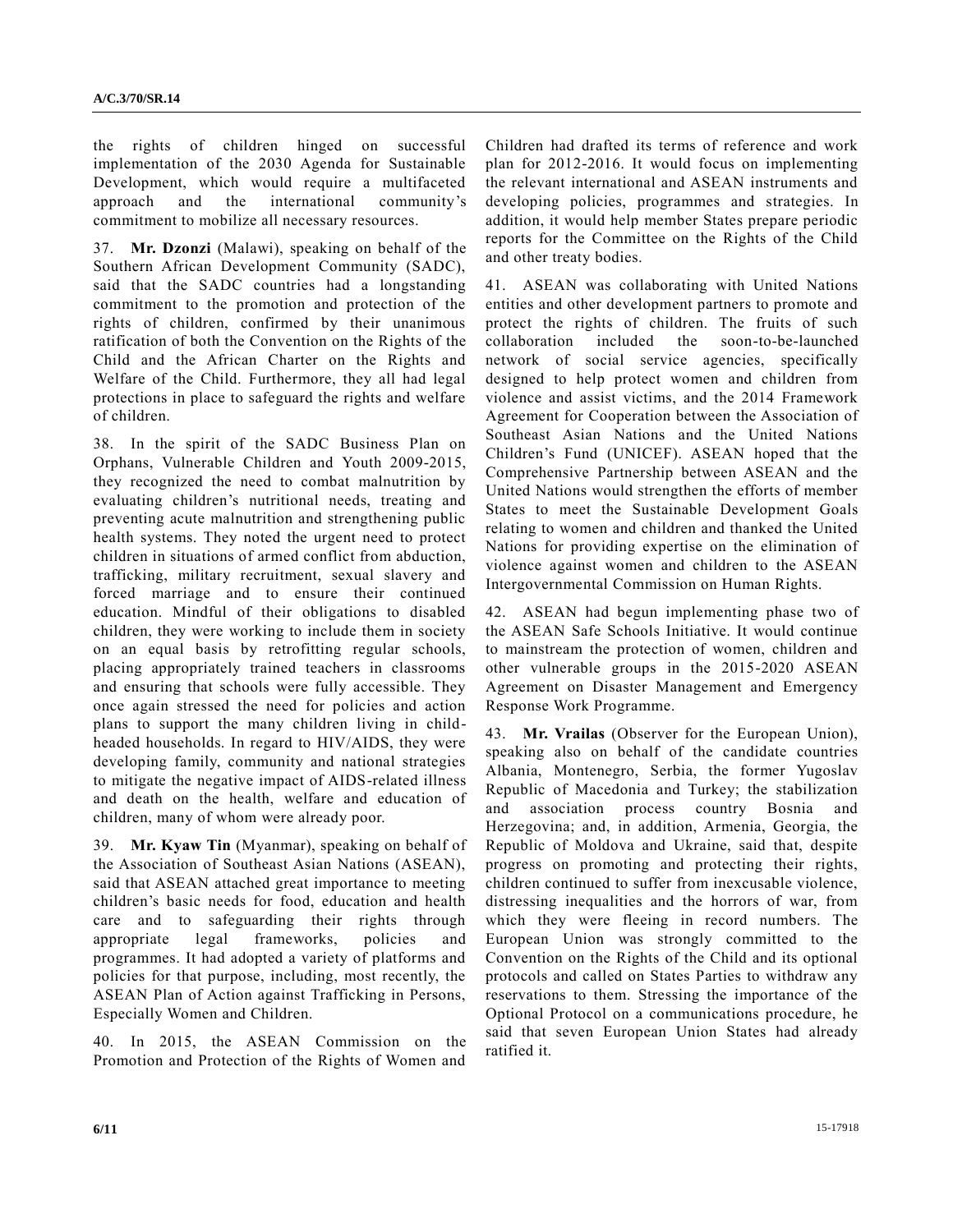the rights of children hinged on successful implementation of the 2030 Agenda for Sustainable Development, which would require a multifaceted approach and the international community's commitment to mobilize all necessary resources.

37. **Mr. Dzonzi** (Malawi), speaking on behalf of the Southern African Development Community (SADC), said that the SADC countries had a longstanding commitment to the promotion and protection of the rights of children, confirmed by their unanimous ratification of both the Convention on the Rights of the Child and the African Charter on the Rights and Welfare of the Child. Furthermore, they all had legal protections in place to safeguard the rights and welfare of children.

38. In the spirit of the SADC Business Plan on Orphans, Vulnerable Children and Youth 2009-2015, they recognized the need to combat malnutrition by evaluating children's nutritional needs, treating and preventing acute malnutrition and strengthening public health systems. They noted the urgent need to protect children in situations of armed conflict from abduction, trafficking, military recruitment, sexual slavery and forced marriage and to ensure their continued education. Mindful of their obligations to disabled children, they were working to include them in society on an equal basis by retrofitting regular schools, placing appropriately trained teachers in classrooms and ensuring that schools were fully accessible. They once again stressed the need for policies and action plans to support the many children living in child-headed households. In regard to HIV/AIDS, they were developing family, community and national strategies to mitigate the negative impact of AIDS-related illness and death on the health, welfare and education of children, many of whom were already poor.

39. **Mr. Kyaw Tin** (Myanmar), speaking on behalf of the Association of Southeast Asian Nations (ASEAN), said that ASEAN attached great importance to meeting children's basic needs for food, education and health care and to safeguarding their rights through appropriate legal frameworks, policies and programmes. It had adopted a variety of platforms and policies for that purpose, including, most recently, the ASEAN Plan of Action against Trafficking in Persons, Especially Women and Children.

40. In 2015, the ASEAN Commission on the Promotion and Protection of the Rights of Women and Children had drafted its terms of reference and work plan for 2012-2016. It would focus on implementing the relevant international and ASEAN instruments and developing policies, programmes and strategies. In addition, it would help member States prepare periodic reports for the Committee on the Rights of the Child and other treaty bodies.

41. ASEAN was collaborating with United Nations entities and other development partners to promote and protect the rights of children. The fruits of such collaboration included the soon-to-be-launched network of social service agencies, specifically designed to help protect women and children from violence and assist victims, and the 2014 Framework Agreement for Cooperation between the Association of Southeast Asian Nations and the United Nations Children's Fund (UNICEF). ASEAN hoped that the Comprehensive Partnership between ASEAN and the United Nations would strengthen the efforts of member States to meet the Sustainable Development Goals relating to women and children and thanked the United Nations for providing expertise on the elimination of violence against women and children to the ASEAN Intergovernmental Commission on Human Rights.

42. ASEAN had begun implementing phase two of the ASEAN Safe Schools Initiative. It would continue to mainstream the protection of women, children and other vulnerable groups in the 2015-2020 ASEAN Agreement on Disaster Management and Emergency Response Work Programme.

43. **Mr. Vrailas** (Observer for the European Union), speaking also on behalf of the candidate countries Albania, Montenegro, Serbia, the former Yugoslav Republic of Macedonia and Turkey; the stabilization and association process country Bosnia and Herzegovina; and, in addition, Armenia, Georgia, the Republic of Moldova and Ukraine, said that, despite progress on promoting and protecting their rights, children continued to suffer from inexcusable violence, distressing inequalities and the horrors of war, from which they were fleeing in record numbers. The European Union was strongly committed to the Convention on the Rights of the Child and its optional protocols and called on States Parties to withdraw any reservations to them. Stressing the importance of the Optional Protocol on a communications procedure, he said that seven European Union States had already ratified it.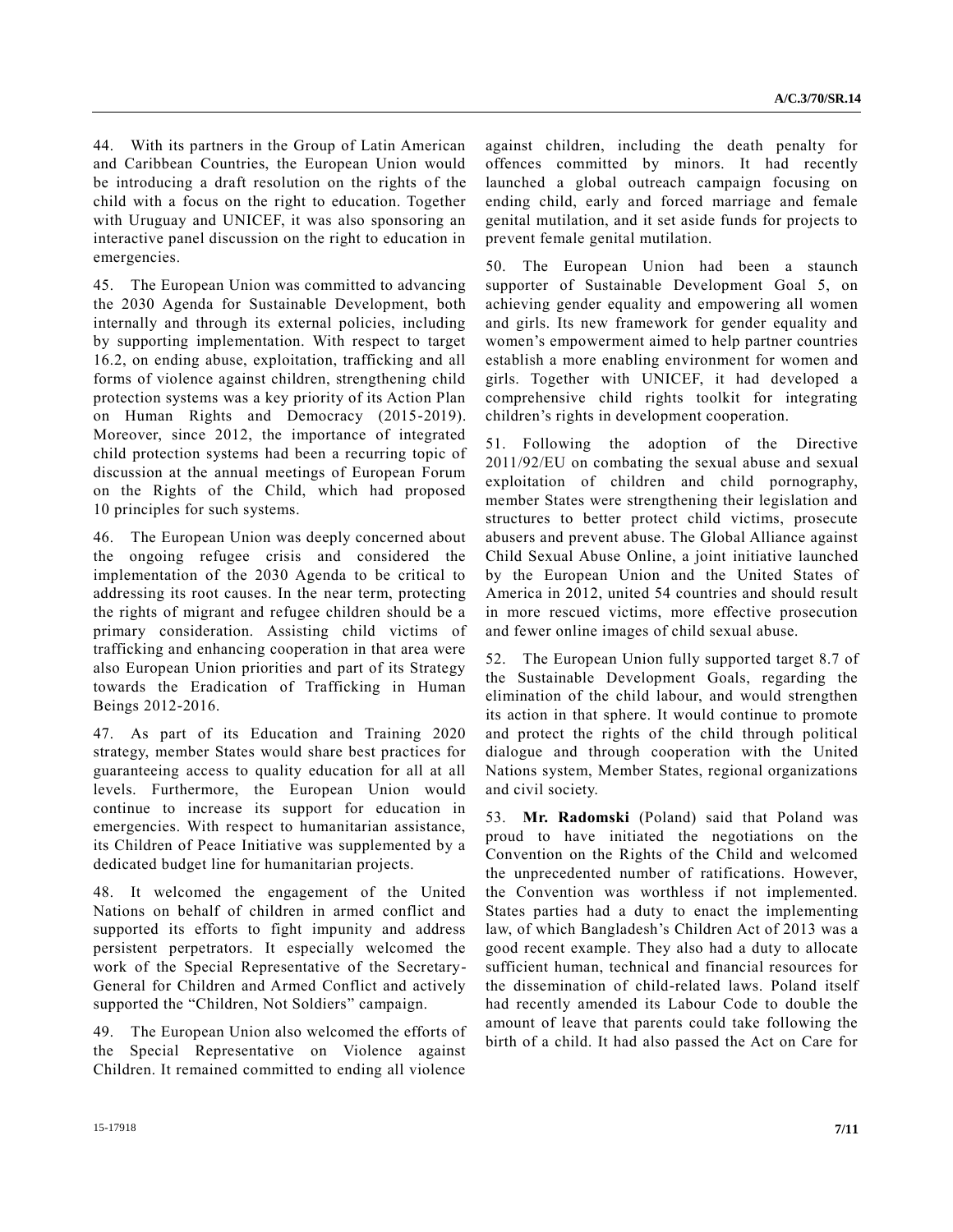44. With its partners in the Group of Latin American and Caribbean Countries, the European Union would be introducing a draft resolution on the rights of the child with a focus on the right to education. Together with Uruguay and UNICEF, it was also sponsoring an interactive panel discussion on the right to education in emergencies.

45. The European Union was committed to advancing the 2030 Agenda for Sustainable Development, both internally and through its external policies, including by supporting implementation. With respect to target 16.2, on ending abuse, exploitation, trafficking and all forms of violence against children, strengthening child protection systems was a key priority of its Action Plan on Human Rights and Democracy (2015-2019). Moreover, since 2012, the importance of integrated child protection systems had been a recurring topic of discussion at the annual meetings of European Forum on the Rights of the Child, which had proposed 10 principles for such systems.

46. The European Union was deeply concerned about the ongoing refugee crisis and considered the implementation of the 2030 Agenda to be critical to addressing its root causes. In the near term, protecting the rights of migrant and refugee children should be a primary consideration. Assisting child victims of trafficking and enhancing cooperation in that area were also European Union priorities and part of its Strategy towards the Eradication of Trafficking in Human Beings 2012-2016.

47. As part of its Education and Training 2020 strategy, member States would share best practices for guaranteeing access to quality education for all at all levels. Furthermore, the European Union would continue to increase its support for education in emergencies. With respect to humanitarian assistance, its Children of Peace Initiative was supplemented by a dedicated budget line for humanitarian projects.

48. It welcomed the engagement of the United Nations on behalf of children in armed conflict and supported its efforts to fight impunity and address persistent perpetrators. It especially welcomed the work of the Special Representative of the Secretary-General for Children and Armed Conflict and actively supported the "Children, Not Soldiers" campaign.

49. The European Union also welcomed the efforts of the Special Representative on Violence against Children. It remained committed to ending all violence against children, including the death penalty for offences committed by minors. It had recently launched a global outreach campaign focusing on ending child, early and forced marriage and female genital mutilation, and it set aside funds for projects to prevent female genital mutilation.

50. The European Union had been a staunch supporter of Sustainable Development Goal 5, on achieving gender equality and empowering all women and girls. Its new framework for gender equality and women's empowerment aimed to help partner countries establish a more enabling environment for women and girls. Together with UNICEF, it had developed a comprehensive child rights toolkit for integrating children's rights in development cooperation.

51. Following the adoption of the Directive 2011/92/EU on combating the sexual abuse and sexual exploitation of children and child pornography, member States were strengthening their legislation and structures to better protect child victims, prosecute abusers and prevent abuse. The Global Alliance against Child Sexual Abuse Online, a joint initiative launched by the European Union and the United States of America in 2012, united 54 countries and should result in more rescued victims, more effective prosecution and fewer online images of child sexual abuse.

52. The European Union fully supported target 8.7 of the Sustainable Development Goals, regarding the elimination of the child labour, and would strengthen its action in that sphere. It would continue to promote and protect the rights of the child through political dialogue and through cooperation with the United Nations system, Member States, regional organizations and civil society.

53. **Mr. Radomski** (Poland) said that Poland was proud to have initiated the negotiations on the Convention on the Rights of the Child and welcomed the unprecedented number of ratifications. However, the Convention was worthless if not implemented. States parties had a duty to enact the implementing law, of which Bangladesh's Children Act of 2013 was a good recent example. They also had a duty to allocate sufficient human, technical and financial resources for the dissemination of child-related laws. Poland itself had recently amended its Labour Code to double the amount of leave that parents could take following the birth of a child. It had also passed the Act on Care for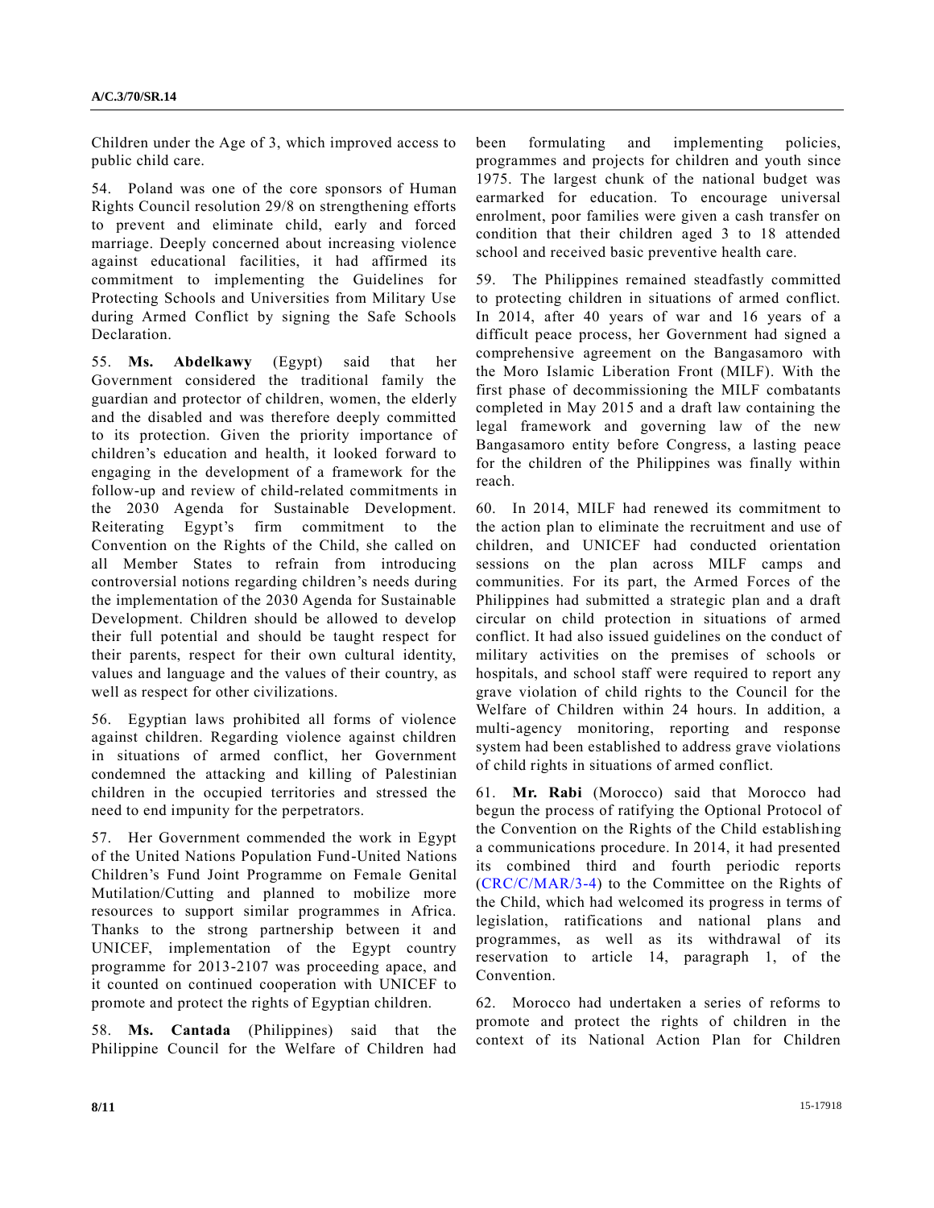Children under the Age of 3, which improved access to public child care.

54. Poland was one of the core sponsors of Human Rights Council resolution 29/8 on strengthening efforts to prevent and eliminate child, early and forced marriage. Deeply concerned about increasing violence against educational facilities, it had affirmed its commitment to implementing the Guidelines for Protecting Schools and Universities from Military Use during Armed Conflict by signing the Safe Schools Declaration.

55. **Ms. Abdelkawy** (Egypt) said that her Government considered the traditional family the guardian and protector of children, women, the elderly and the disabled and was therefore deeply committed to its protection. Given the priority importance of children's education and health, it looked forward to engaging in the development of a framework for the follow-up and review of child-related commitments in the 2030 Agenda for Sustainable Development. Reiterating Egypt's firm commitment to the Convention on the Rights of the Child, she called on all Member States to refrain from introducing controversial notions regarding children's needs during the implementation of the 2030 Agenda for Sustainable Development. Children should be allowed to develop their full potential and should be taught respect for their parents, respect for their own cultural identity, values and language and the values of their country, as well as respect for other civilizations.

56. Egyptian laws prohibited all forms of violence against children. Regarding violence against children in situations of armed conflict, her Government condemned the attacking and killing of Palestinian children in the occupied territories and stressed the need to end impunity for the perpetrators.

57. Her Government commended the work in Egypt of the United Nations Population Fund-United Nations Children's Fund Joint Programme on Female Genital Mutilation/Cutting and planned to mobilize more resources to support similar programmes in Africa. Thanks to the strong partnership between it and UNICEF, implementation of the Egypt country programme for 2013-2107 was proceeding apace, and it counted on continued cooperation with UNICEF to promote and protect the rights of Egyptian children.

58. **Ms. Cantada** (Philippines) said that the Philippine Council for the Welfare of Children had been formulating and implementing policies, programmes and projects for children and youth since 1975. The largest chunk of the national budget was earmarked for education. To encourage universal enrolment, poor families were given a cash transfer on condition that their children aged 3 to 18 attended school and received basic preventive health care.

59. The Philippines remained steadfastly committed to protecting children in situations of armed conflict. In 2014, after 40 years of war and 16 years of a difficult peace process, her Government had signed a comprehensive agreement on the Bangasamoro with the Moro Islamic Liberation Front (MILF). With the first phase of decommissioning the MILF combatants completed in May 2015 and a draft law containing the legal framework and governing law of the new Bangasamoro entity before Congress, a lasting peace for the children of the Philippines was finally within reach.

60. In 2014, MILF had renewed its commitment to the action plan to eliminate the recruitment and use of children, and UNICEF had conducted orientation sessions on the plan across MILF camps and communities. For its part, the Armed Forces of the Philippines had submitted a strategic plan and a draft circular on child protection in situations of armed conflict. It had also issued guidelines on the conduct of military activities on the premises of schools or hospitals, and school staff were required to report any grave violation of child rights to the Council for the Welfare of Children within 24 hours. In addition, a multi-agency monitoring, reporting and response system had been established to address grave violations of child rights in situations of armed conflict.

61. **Mr. Rabi** (Morocco) said that Morocco had begun the process of ratifying the Optional Protocol of the Convention on the Rights of the Child establishing a communications procedure. In 2014, it had presented its combined third and fourth periodic reports (CRC/C/MAR/3-4) to the Committee on the Rights of the Child, which had welcomed its progress in terms of legislation, ratifications and national plans and programmes, as well as its withdrawal of its reservation to article 14, paragraph 1, of the Convention.

62. Morocco had undertaken a series of reforms to promote and protect the rights of children in the context of its National Action Plan for Children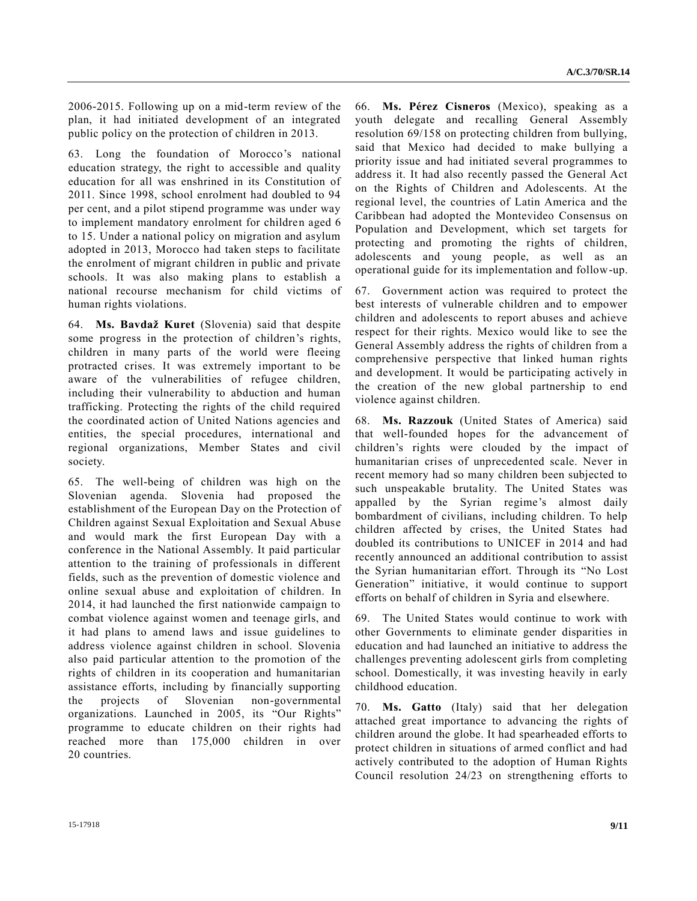2006-2015. Following up on a mid-term review of the plan, it had initiated development of an integrated public policy on the protection of children in 2013.

63. Long the foundation of Morocco's national education strategy, the right to accessible and quality education for all was enshrined in its Constitution of 2011. Since 1998, school enrolment had doubled to 94 per cent, and a pilot stipend programme was under way to implement mandatory enrolment for children aged 6 to 15. Under a national policy on migration and asylum adopted in 2013, Morocco had taken steps to facilitate the enrolment of migrant children in public and private schools. It was also making plans to establish a national recourse mechanism for child victims of human rights violations.

64. **Ms. Bavdaž Kuret** (Slovenia) said that despite some progress in the protection of children's rights, children in many parts of the world were fleeing protracted crises. It was extremely important to be aware of the vulnerabilities of refugee children, including their vulnerability to abduction and human trafficking. Protecting the rights of the child required the coordinated action of United Nations agencies and entities, the special procedures, international and regional organizations, Member States and civil society.

65. The well-being of children was high on the Slovenian agenda. Slovenia had proposed the establishment of the European Day on the Protection of Children against Sexual Exploitation and Sexual Abuse and would mark the first European Day with a conference in the National Assembly. It paid particular attention to the training of professionals in different fields, such as the prevention of domestic violence and online sexual abuse and exploitation of children. In 2014, it had launched the first nationwide campaign to combat violence against women and teenage girls, and it had plans to amend laws and issue guidelines to address violence against children in school. Slovenia also paid particular attention to the promotion of the rights of children in its cooperation and humanitarian assistance efforts, including by financially supporting the projects of Slovenian non-governmental organizations. Launched in 2005, its "Our Rights" programme to educate children on their rights had reached more than 175,000 children in over 20 countries.

66. **Ms. Pérez Cisneros** (Mexico), speaking as a youth delegate and recalling General Assembly resolution 69/158 on protecting children from bullying, said that Mexico had decided to make bullying a priority issue and had initiated several programmes to address it. It had also recently passed the General Act on the Rights of Children and Adolescents. At the regional level, the countries of Latin America and the Caribbean had adopted the Montevideo Consensus on Population and Development, which set targets for protecting and promoting the rights of children, adolescents and young people, as well as an operational guide for its implementation and follow-up.

67. Government action was required to protect the best interests of vulnerable children and to empower children and adolescents to report abuses and achieve respect for their rights. Mexico would like to see the General Assembly address the rights of children from a comprehensive perspective that linked human rights and development. It would be participating actively in the creation of the new global partnership to end violence against children.

68. **Ms. Razzouk** (United States of America) said that well-founded hopes for the advancement of children's rights were clouded by the impact of humanitarian crises of unprecedented scale. Never in recent memory had so many children been subjected to such unspeakable brutality. The United States was appalled by the Syrian regime's almost daily bombardment of civilians, including children. To help children affected by crises, the United States had doubled its contributions to UNICEF in 2014 and had recently announced an additional contribution to assist the Syrian humanitarian effort. Through its "No Lost Generation" initiative, it would continue to support efforts on behalf of children in Syria and elsewhere.

69. The United States would continue to work with other Governments to eliminate gender disparities in education and had launched an initiative to address the challenges preventing adolescent girls from completing school. Domestically, it was investing heavily in early childhood education.

70. **Ms. Gatto** (Italy) said that her delegation attached great importance to advancing the rights of children around the globe. It had spearheaded efforts to protect children in situations of armed conflict and had actively contributed to the adoption of Human Rights Council resolution 24/23 on strengthening efforts to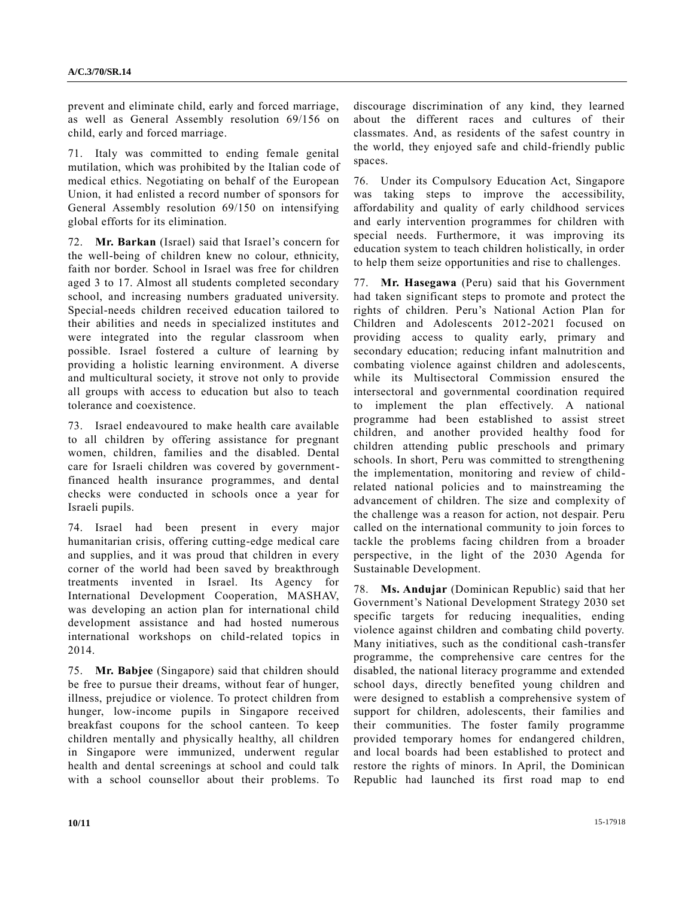prevent and eliminate child, early and forced marriage, as well as General Assembly resolution 69/156 on child, early and forced marriage.

71. Italy was committed to ending female genital mutilation, which was prohibited by the Italian code of medical ethics. Negotiating on behalf of the European Union, it had enlisted a record number of sponsors for General Assembly resolution 69/150 on intensifying global efforts for its elimination.

72. **Mr. Barkan** (Israel) said that Israel's concern for the well-being of children knew no colour, ethnicity, faith nor border. School in Israel was free for children aged 3 to 17. Almost all students completed secondary school, and increasing numbers graduated university. Special-needs children received education tailored to their abilities and needs in specialized institutes and were integrated into the regular classroom when possible. Israel fostered a culture of learning by providing a holistic learning environment. A diverse and multicultural society, it strove not only to provide all groups with access to education but also to teach tolerance and coexistence.

73. Israel endeavoured to make health care available to all children by offering assistance for pregnant women, children, families and the disabled. Dental care for Israeli children was covered by government-financed health insurance programmes, and dental checks were conducted in schools once a year for Israeli pupils.

74. Israel had been present in every major humanitarian crisis, offering cutting-edge medical care and supplies, and it was proud that children in every corner of the world had been saved by breakthrough treatments invented in Israel. Its Agency for International Development Cooperation, MASHAV, was developing an action plan for international child development assistance and had hosted numerous international workshops on child-related topics in 2014.

75. **Mr. Babjee** (Singapore) said that children should be free to pursue their dreams, without fear of hunger, illness, prejudice or violence. To protect children from hunger, low-income pupils in Singapore received breakfast coupons for the school canteen. To keep children mentally and physically healthy, all children in Singapore were immunized, underwent regular health and dental screenings at school and could talk with a school counsellor about their problems. To discourage discrimination of any kind, they learned about the different races and cultures of their classmates. And, as residents of the safest country in the world, they enjoyed safe and child-friendly public spaces.

76. Under its Compulsory Education Act, Singapore was taking steps to improve the accessibility, affordability and quality of early childhood services and early intervention programmes for children with special needs. Furthermore, it was improving its education system to teach children holistically, in order to help them seize opportunities and rise to challenges.

77. **Mr. Hasegawa** (Peru) said that his Government had taken significant steps to promote and protect the rights of children. Peru's National Action Plan for Children and Adolescents 2012-2021 focused on providing access to quality early, primary and secondary education; reducing infant malnutrition and combating violence against children and adolescents, while its Multisectoral Commission ensured the intersectoral and governmental coordination required to implement the plan effectively. A national programme had been established to assist street children, and another provided healthy food for children attending public preschools and primary schools. In short, Peru was committed to strengthening the implementation, monitoring and review of child-related national policies and to mainstreaming the advancement of children. The size and complexity of the challenge was a reason for action, not despair. Peru called on the international community to join forces to tackle the problems facing children from a broader perspective, in the light of the 2030 Agenda for Sustainable Development.

78. **Ms. Andujar** (Dominican Republic) said that her Government's National Development Strategy 2030 set specific targets for reducing inequalities, ending violence against children and combating child poverty. Many initiatives, such as the conditional cash-transfer programme, the comprehensive care centres for the disabled, the national literacy programme and extended school days, directly benefited young children and were designed to establish a comprehensive system of support for children, adolescents, their families and their communities. The foster family programme provided temporary homes for endangered children, and local boards had been established to protect and restore the rights of minors. In April, the Dominican Republic had launched its first road map to end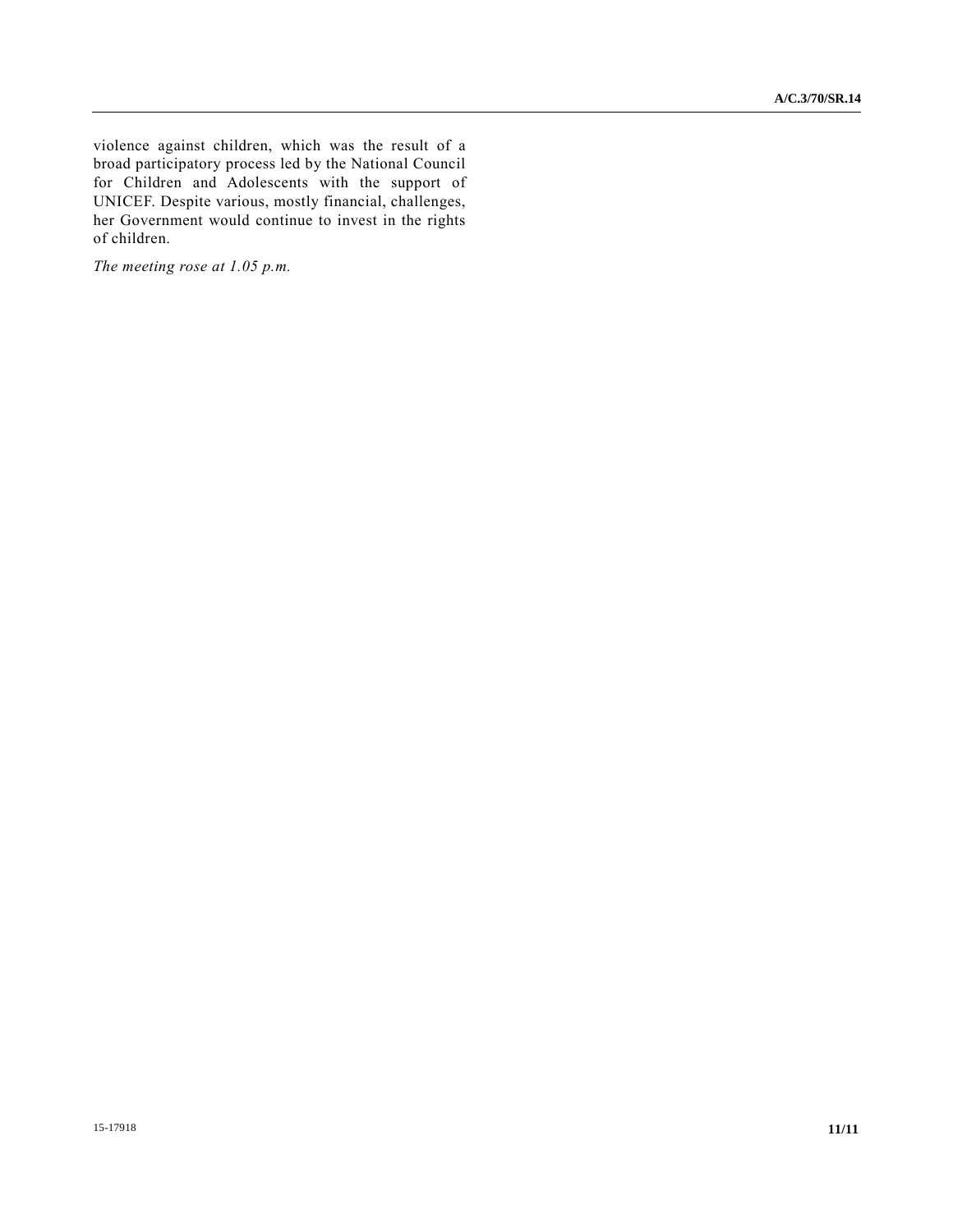violence against children, which was the result of a broad participatory process led by the National Council for Children and Adolescents with the support of UNICEF. Despite various, mostly financial, challenges, her Government would continue to invest in the rights of children.

*The meeting rose at 1.05 p.m.*